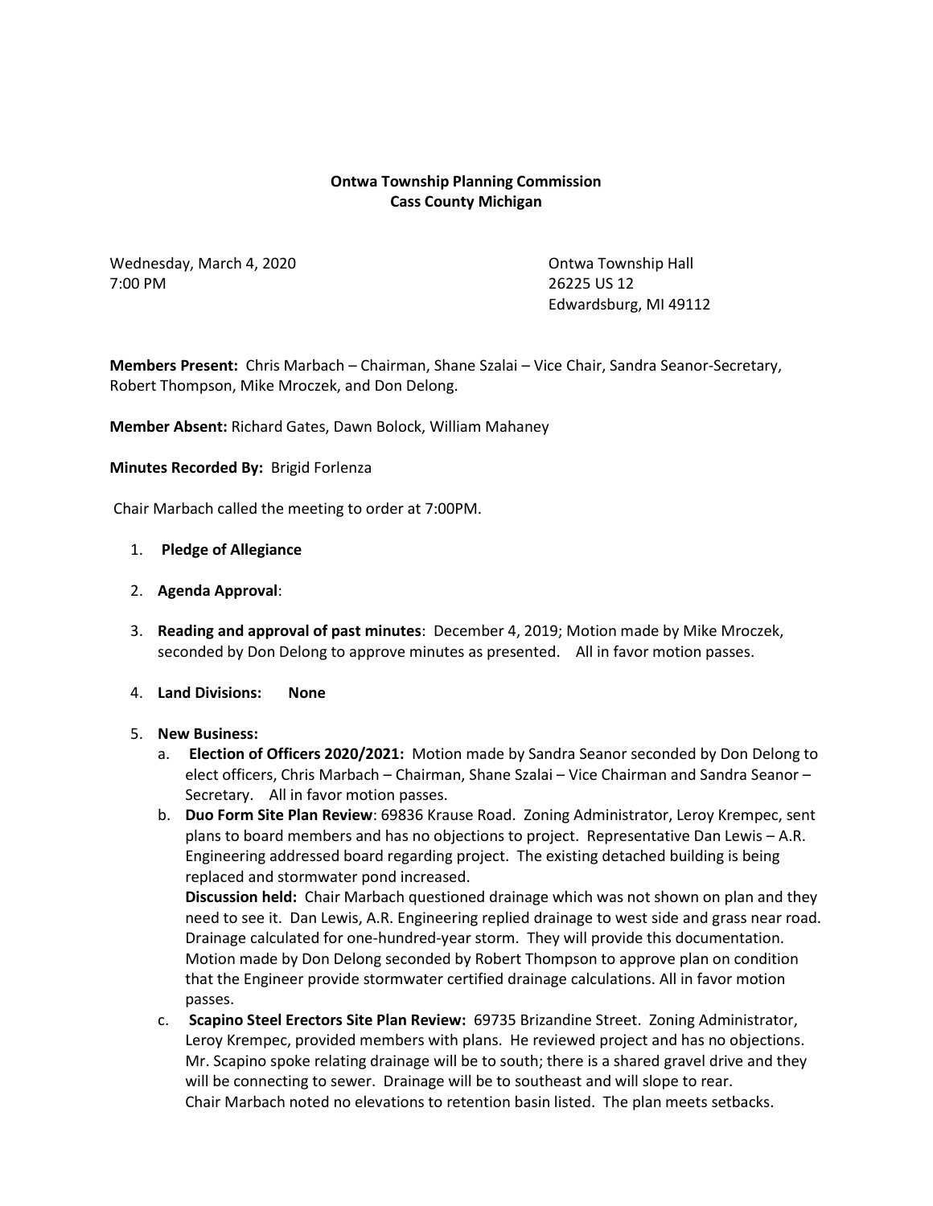**Ontwa Township Planning Commission**
**Cass County Michigan**

Wednesday, March 4, 2020
7:00 PM

Ontwa Township Hall
26225 US 12
Edwardsburg, MI 49112

**Members Present:** Chris Marbach – Chairman, Shane Szalai – Vice Chair, Sandra Seanor-Secretary, Robert Thompson, Mike Mroczek, and Don Delong.

**Member Absent:** Richard Gates, Dawn Bolock, William Mahaney

**Minutes Recorded By:** Brigid Forlenza

Chair Marbach called the meeting to order at 7:00PM.

1. **Pledge of Allegiance**
2. **Agenda Approval**:
3. **Reading and approval of past minutes**: December 4, 2019; Motion made by Mike Mroczek, seconded by Don Delong to approve minutes as presented. All in favor motion passes.
4. **Land Divisions: None**
5. **New Business:**
   a. **Election of Officers 2020/2021:** Motion made by Sandra Seanor seconded by Don Delong to elect officers, Chris Marbach – Chairman, Shane Szalai – Vice Chairman and Sandra Seanor – Secretary. All in favor motion passes.
   b. **Duo Form Site Plan Review**: 69836 Krause Road. Zoning Administrator, Leroy Krempec, sent plans to board members and has no objections to project. Representative Dan Lewis – A.R. Engineering addressed board regarding project. The existing detached building is being replaced and stormwater pond increased.
   **Discussion held:** Chair Marbach questioned drainage which was not shown on plan and they need to see it. Dan Lewis, A.R. Engineering replied drainage to west side and grass near road. Drainage calculated for one-hundred-year storm. They will provide this documentation. Motion made by Don Delong seconded by Robert Thompson to approve plan on condition that the Engineer provide stormwater certified drainage calculations. All in favor motion passes.
   c. **Scapino Steel Erectors Site Plan Review:** 69735 Brizandine Street. Zoning Administrator, Leroy Krempec, provided members with plans. He reviewed project and has no objections. Mr. Scapino spoke relating drainage will be to south; there is a shared gravel drive and they will be connecting to sewer. Drainage will be to southeast and will slope to rear.
   Chair Marbach noted no elevations to retention basin listed. The plan meets setbacks.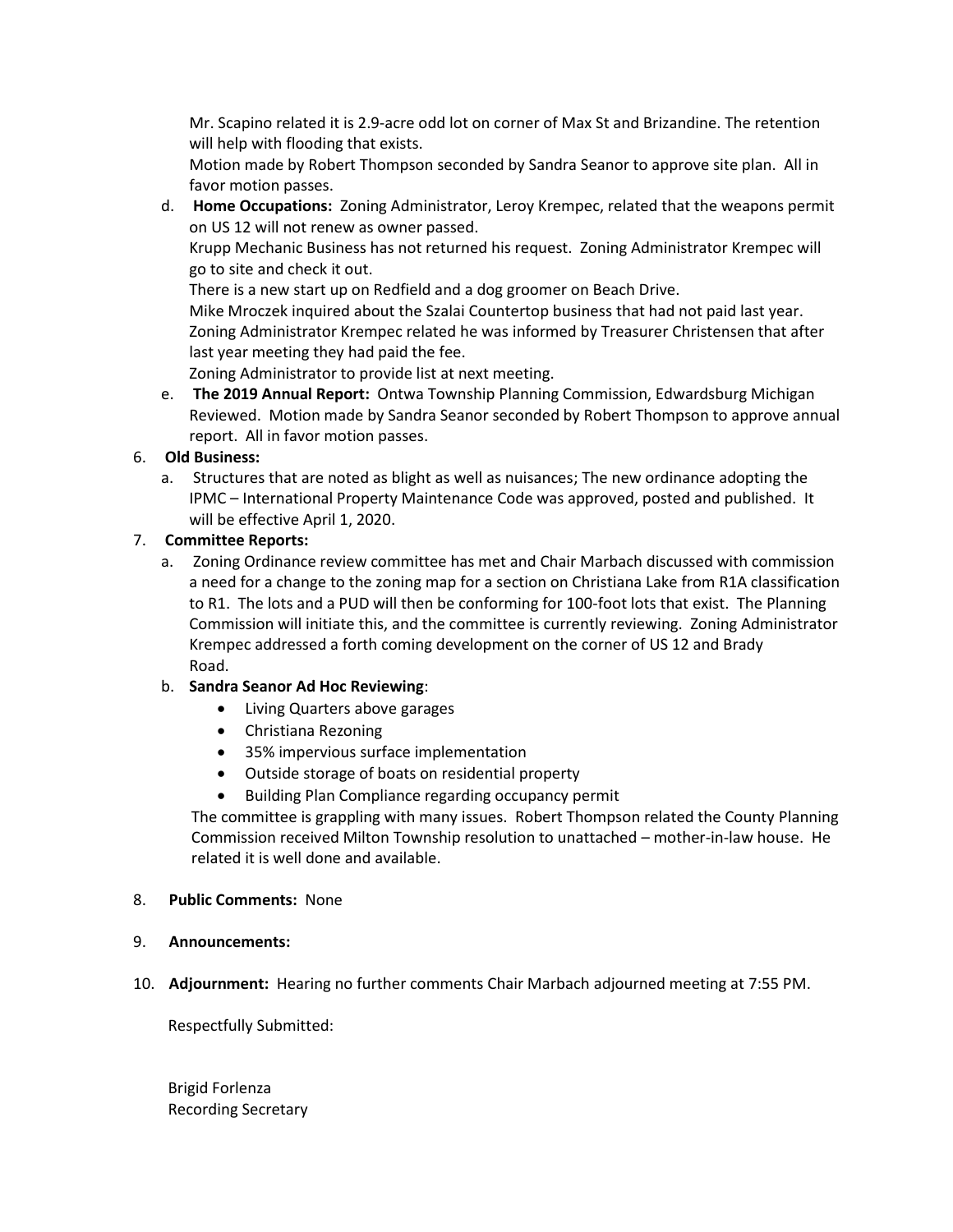Mr. Scapino related it is 2.9-acre odd lot on corner of Max St and Brizandine. The retention will help with flooding that exists.
Motion made by Robert Thompson seconded by Sandra Seanor to approve site plan. All in favor motion passes.

d. **Home Occupations:** Zoning Administrator, Leroy Krempec, related that the weapons permit on US 12 will not renew as owner passed.
Krupp Mechanic Business has not returned his request. Zoning Administrator Krempec will go to site and check it out.
There is a new start up on Redfield and a dog groomer on Beach Drive.
Mike Mroczek inquired about the Szalai Countertop business that had not paid last year. Zoning Administrator Krempec related he was informed by Treasurer Christensen that after last year meeting they had paid the fee.
Zoning Administrator to provide list at next meeting.

e. **The 2019 Annual Report:** Ontwa Township Planning Commission, Edwardsburg Michigan Reviewed. Motion made by Sandra Seanor seconded by Robert Thompson to approve annual report. All in favor motion passes.

6. **Old Business:**
   a. Structures that are noted as blight as well as nuisances; The new ordinance adopting the IPMC – International Property Maintenance Code was approved, posted and published. It will be effective April 1, 2020.

7. **Committee Reports:**
   a. Zoning Ordinance review committee has met and Chair Marbach discussed with commission a need for a change to the zoning map for a section on Christiana Lake from R1A classification to R1. The lots and a PUD will then be conforming for 100-foot lots that exist. The Planning Commission will initiate this, and the committee is currently reviewing. Zoning Administrator Krempec addressed a forth coming development on the corner of US 12 and Brady Road.
   b. **Sandra Seanor Ad Hoc Reviewing**:
      - Living Quarters above garages
      - Christiana Rezoning
      - 35% impervious surface implementation
      - Outside storage of boats on residential property
      - Building Plan Compliance regarding occupancy permit

      The committee is grappling with many issues. Robert Thompson related the County Planning Commission received Milton Township resolution to unattached – mother-in-law house. He related it is well done and available.

8. **Public Comments:** None

9. **Announcements:**

10. **Adjournment:** Hearing no further comments Chair Marbach adjourned meeting at 7:55 PM.

Respectfully Submitted:

Brigid Forlenza
Recording Secretary